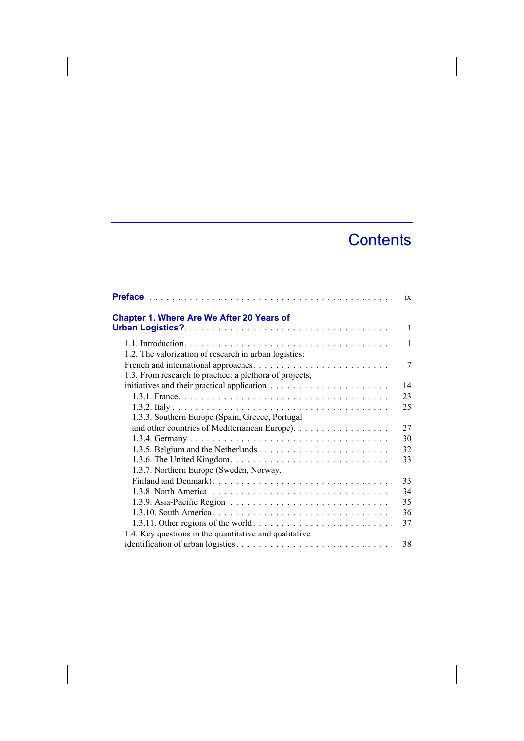# Contents

**Preface** . . . . . . . . . . . . . . . . . . . . . . . . . . . . . . . . . . . . . . . . . ix

**Chapter 1. Where Are We After 20 Years of Urban Logistics?** . . . . . . . . . . . . . . . . . . . . . . . . . . . . . . . . . . . 1

- 1.1. Introduction. . . . . . . . . . . . . . . . . . . . . . . . . . . . . . . . . . . . . 1
- 1.2. The valorization of research in urban logistics: French and international approaches. . . . . . . . . . . . . . . . . . . . . . . . 7
- 1.3. From research to practice: a plethora of projects, initiatives and their practical application . . . . . . . . . . . . . . . . . . . . . 14
  - 1.3.1. France. . . . . . . . . . . . . . . . . . . . . . . . . . . . . . . . . . . . . 23
  - 1.3.2. Italy . . . . . . . . . . . . . . . . . . . . . . . . . . . . . . . . . . . . . 25
  - 1.3.3. Southern Europe (Spain, Greece, Portugal and other countries of Mediterranean Europe). . . . . . . . . . . . . . . . . 27
  - 1.3.4. Germany . . . . . . . . . . . . . . . . . . . . . . . . . . . . . . . . . . . 30
  - 1.3.5. Belgium and the Netherlands . . . . . . . . . . . . . . . . . . . . . . . 32
  - 1.3.6. The United Kingdom. . . . . . . . . . . . . . . . . . . . . . . . . . . . 33
  - 1.3.7. Northern Europe (Sweden, Norway, Finland and Denmark). . . . . . . . . . . . . . . . . . . . . . . . . . . . . . 33
  - 1.3.8. North America . . . . . . . . . . . . . . . . . . . . . . . . . . . . . . . 34
  - 1.3.9. Asia-Pacific Region . . . . . . . . . . . . . . . . . . . . . . . . . . . . 35
  - 1.3.10. South America . . . . . . . . . . . . . . . . . . . . . . . . . . . . . . . 36
  - 1.3.11. Other regions of the world. . . . . . . . . . . . . . . . . . . . . . . . 37
- 1.4. Key questions in the quantitative and qualitative identification of urban logistics. . . . . . . . . . . . . . . . . . . . . . . . . . . 38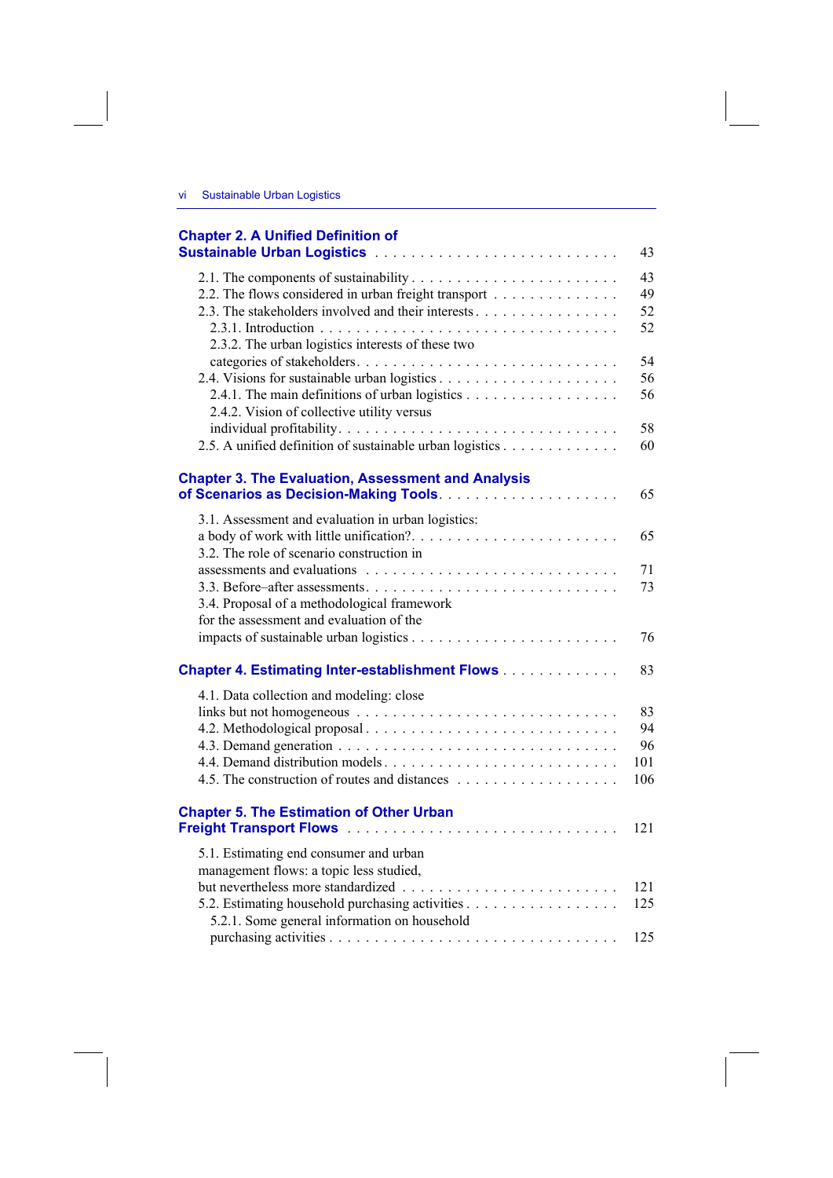**Chapter 2. A Unified Definition of Sustainable Urban Logistics** . . . . . . . . . . . . . . . . . . . . . . . . . . 43

2.1. The components of sustainability . . . . . . . . . . . . . . . . . . . . . . . 43
2.2. The flows considered in urban freight transport . . . . . . . . . . . . . . 49
2.3. The stakeholders involved and their interests . . . . . . . . . . . . . . . . 52
2.3.1. Introduction . . . . . . . . . . . . . . . . . . . . . . . . . . . . . . . . . 52
2.3.2. The urban logistics interests of these two categories of stakeholders . . . . . . . . . . . . . . . . . . . . . . . . . . 54
2.4. Visions for sustainable urban logistics . . . . . . . . . . . . . . . . . . . . 56
2.4.1. The main definitions of urban logistics . . . . . . . . . . . . . . . . . 56
2.4.2. Vision of collective utility versus individual profitability . . . . . . . . . . . . . . . . . . . . . . . . . . . . . . 58
2.5. A unified definition of sustainable urban logistics . . . . . . . . . . . . . 60

**Chapter 3. The Evaluation, Assessment and Analysis of Scenarios as Decision-Making Tools** . . . . . . . . . . . . . . . . . . . . 65

3.1. Assessment and evaluation in urban logistics: a body of work with little unification? . . . . . . . . . . . . . . . . . . . . . . . 65
3.2. The role of scenario construction in assessments and evaluations . . . . . . . . . . . . . . . . . . . . . . . . . . 71
3.3. Before–after assessments . . . . . . . . . . . . . . . . . . . . . . . . . . . 73
3.4. Proposal of a methodological framework for the assessment and evaluation of the impacts of sustainable urban logistics . . . . . . . . . . . . . . . . . . . . . . . 76

**Chapter 4. Estimating Inter-establishment Flows** . . . . . . . . . . . . . 83

4.1. Data collection and modeling: close links but not homogeneous . . . . . . . . . . . . . . . . . . . . . . . . . . . . 83
4.2. Methodological proposal . . . . . . . . . . . . . . . . . . . . . . . . . . . 94
4.3. Demand generation . . . . . . . . . . . . . . . . . . . . . . . . . . . . . . 96
4.4. Demand distribution models . . . . . . . . . . . . . . . . . . . . . . . . . 101
4.5. The construction of routes and distances . . . . . . . . . . . . . . . . . . 106

**Chapter 5. The Estimation of Other Urban Freight Transport Flows** . . . . . . . . . . . . . . . . . . . . . . . . . . . . 121

5.1. Estimating end consumer and urban management flows: a topic less studied, but nevertheless more standardized . . . . . . . . . . . . . . . . . . . . . . . 121
5.2. Estimating household purchasing activities . . . . . . . . . . . . . . . . . 125
5.2.1. Some general information on household purchasing activities . . . . . . . . . . . . . . . . . . . . . . . . . . . . . 125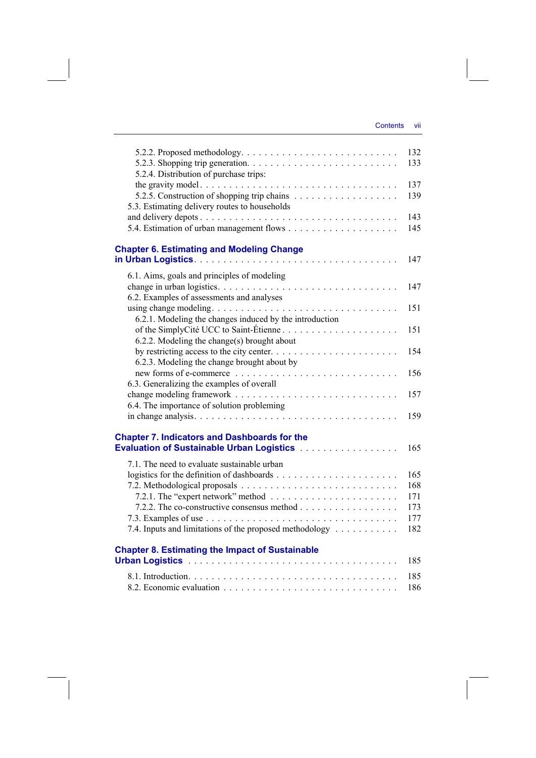5.2.2. Proposed methodology . . . . . . . . . . . . . . . . . . . . . . . . . . 132
5.2.3. Shopping trip generation . . . . . . . . . . . . . . . . . . . . . . . . . 133
5.2.4. Distribution of purchase trips: the gravity model . . . . . . . . . . . . . . . . . . . . . . . . . . . . . . . . 137
5.2.5. Construction of shopping trip chains . . . . . . . . . . . . . . . . . . 139
5.3. Estimating delivery routes to households and delivery depots . . . . . . . . . . . . . . . . . . . . . . . . . . . . . . . . 143
5.4. Estimation of urban management flows . . . . . . . . . . . . . . . . . . 145

**Chapter 6. Estimating and Modeling Change in Urban Logistics** . . . . . . . . . . . . . . . . . . . . . . . . . . . . . . . . 147

6.1. Aims, goals and principles of modeling change in urban logistics . . . . . . . . . . . . . . . . . . . . . . . . . . . . . 147
6.2. Examples of assessments and analyses using change modeling . . . . . . . . . . . . . . . . . . . . . . . . . . . . . . 151
6.2.1. Modeling the changes induced by the introduction of the SimplyCité UCC to Saint-Étienne . . . . . . . . . . . . . . . . . . . . 151
6.2.2. Modeling the change(s) brought about by restricting access to the city center . . . . . . . . . . . . . . . . . . . . . . 154
6.2.3. Modeling the change brought about by new forms of e-commerce . . . . . . . . . . . . . . . . . . . . . . . . . . 156
6.3. Generalizing the examples of overall change modeling framework . . . . . . . . . . . . . . . . . . . . . . . . . . 157
6.4. The importance of solution probleming in change analysis . . . . . . . . . . . . . . . . . . . . . . . . . . . . . . . . . 159

**Chapter 7. Indicators and Dashboards for the Evaluation of Sustainable Urban Logistics** . . . . . . . . . . . . . . . . . 165

7.1. The need to evaluate sustainable urban logistics for the definition of dashboards . . . . . . . . . . . . . . . . . . . . . 165
7.2. Methodological proposals . . . . . . . . . . . . . . . . . . . . . . . . . . . 168
7.2.1. The "expert network" method . . . . . . . . . . . . . . . . . . . . . . . 171
7.2.2. The co-constructive consensus method . . . . . . . . . . . . . . . . . 173
7.3. Examples of use . . . . . . . . . . . . . . . . . . . . . . . . . . . . . . . . . 177
7.4. Inputs and limitations of the proposed methodology . . . . . . . . . . . 182

**Chapter 8. Estimating the Impact of Sustainable Urban Logistics** . . . . . . . . . . . . . . . . . . . . . . . . . . . . . . . . . . . 185

8.1. Introduction . . . . . . . . . . . . . . . . . . . . . . . . . . . . . . . . . . . 185
8.2. Economic evaluation . . . . . . . . . . . . . . . . . . . . . . . . . . . . . . 186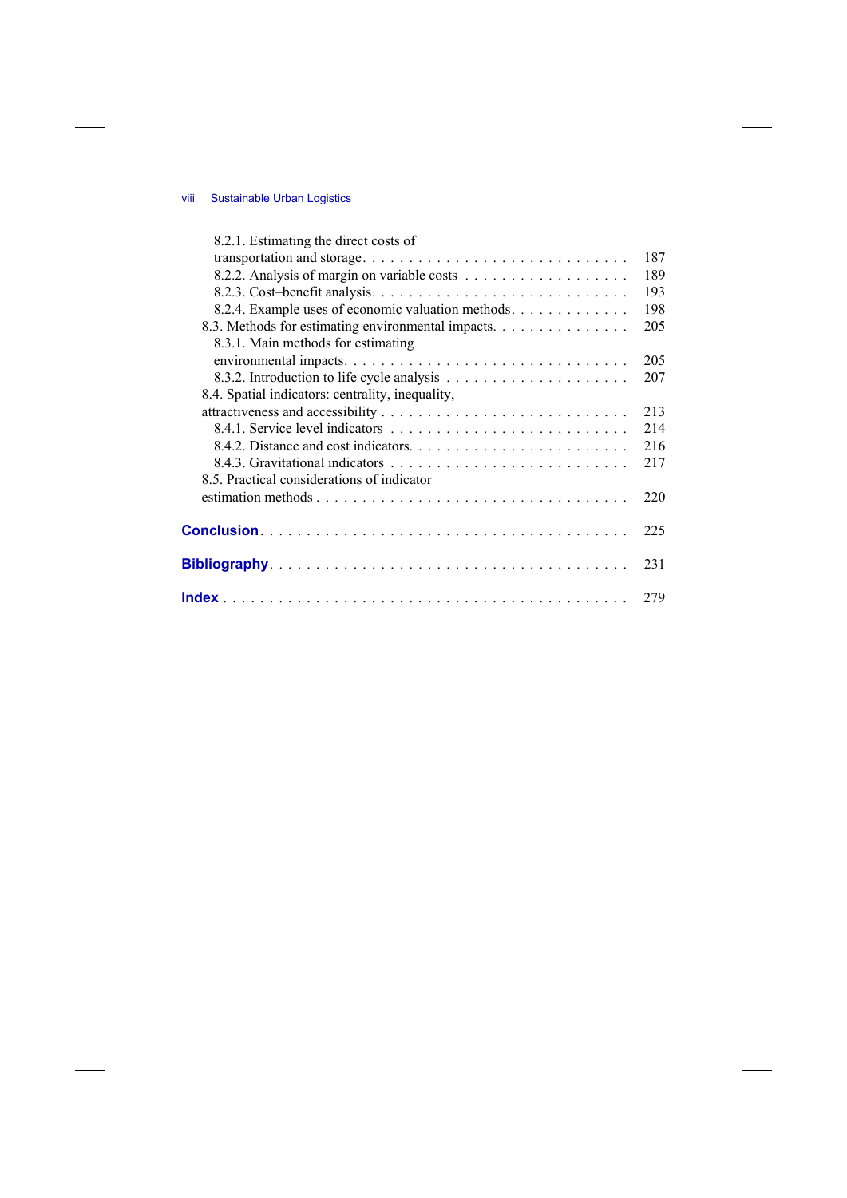8.2.1. Estimating the direct costs of transportation and storage . . . . . . . . . . 187
8.2.2. Analysis of margin on variable costs . . . . . . . . . . 189
8.2.3. Cost–benefit analysis . . . . . . . . . . 193
8.2.4. Example uses of economic valuation methods . . . . . . . . . . 198

8.3. Methods for estimating environmental impacts . . . . . . . . . . 205

8.3.1. Main methods for estimating environmental impacts . . . . . . . . . . 205
8.3.2. Introduction to life cycle analysis . . . . . . . . . . 207

8.4. Spatial indicators: centrality, inequality, attractiveness and accessibility . . . . . . . . . . 213

8.4.1. Service level indicators . . . . . . . . . . 214
8.4.2. Distance and cost indicators . . . . . . . . . . 216
8.4.3. Gravitational indicators . . . . . . . . . . 217

8.5. Practical considerations of indicator estimation methods . . . . . . . . . . 220

**Conclusion** . . . . . . . . . . 225

**Bibliography** . . . . . . . . . . 231

**Index** . . . . . . . . . . 279